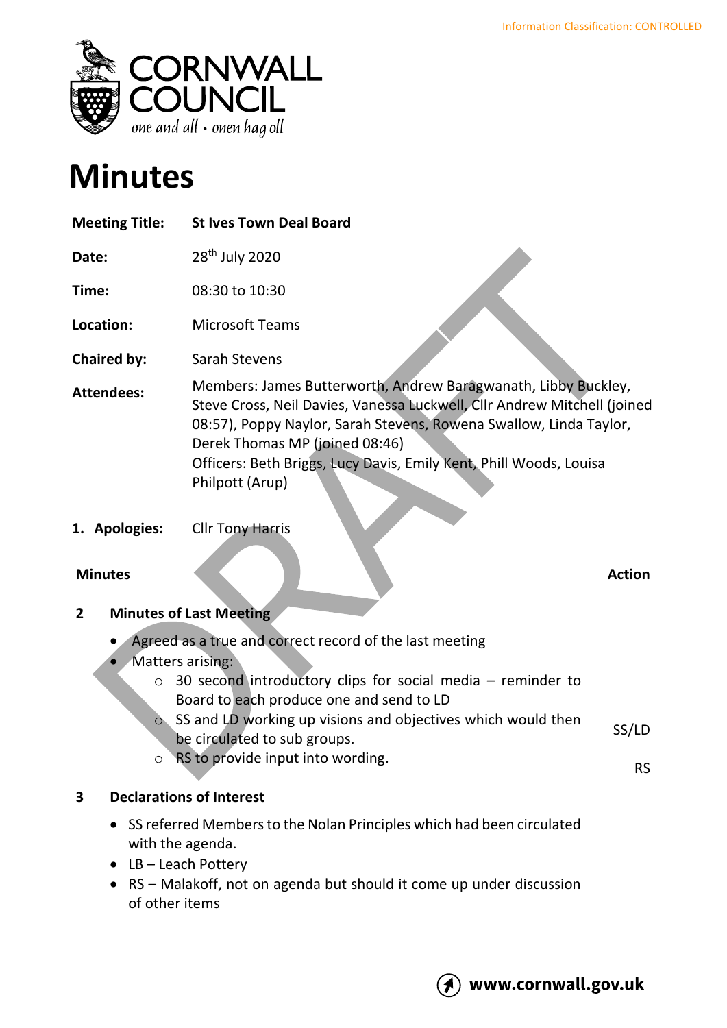Information Classification: CONTROLLED

# Minutes

| | |
|---|---|
| **Meeting Title:** | **St Ives Town Deal Board** |
| **Date:** | 28th July 2020 |
| **Time:** | 08:30 to 10:30 |
| **Location:** | Microsoft Teams |
| **Chaired by:** | Sarah Stevens |
| **Attendees:** | Members: James Butterworth, Andrew Baragwanath, Libby Buckley, Steve Cross, Neil Davies, Vanessa Luckwell, Cllr Andrew Mitchell (joined 08:57), Poppy Naylor, Sarah Stevens, Rowena Swallow, Linda Taylor, Derek Thomas MP (joined 08:46)<br>Officers: Beth Briggs, Lucy Davis, Emily Kent, Phill Woods, Louisa Philpott (Arup) |
| **1. Apologies:** | Cllr Tony Harris |

| Minutes | Action |
|---|---|
| **2 Minutes of Last Meeting** | |
| • Agreed as a true and correct record of the last meeting | |
| • Matters arising: | |
| ○ 30 second introductory clips for social media – reminder to Board to each produce one and send to LD | |
| ○ SS and LD working up visions and objectives which would then be circulated to sub groups. | SS/LD |
| ○ RS to provide input into wording. | RS |
| **3 Declarations of Interest** | |
| • SS referred Members to the Nolan Principles which had been circulated with the agenda. | |
| • LB – Leach Pottery | |
| • RS – Malakoff, not on agenda but should it come up under discussion of other items | |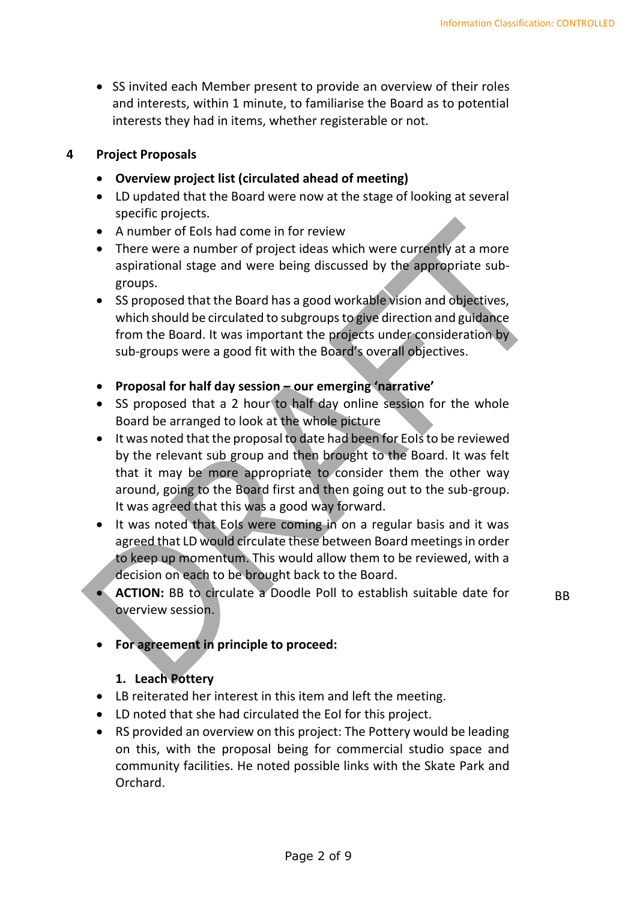- SS invited each Member present to provide an overview of their roles and interests, within 1 minute, to familiarise the Board as to potential interests they had in items, whether registerable or not.

## 4 Project Proposals

- **Overview project list (circulated ahead of meeting)**
- LD updated that the Board were now at the stage of looking at several specific projects.
- A number of EoIs had come in for review
- There were a number of project ideas which were currently at a more aspirational stage and were being discussed by the appropriate sub-groups.
- SS proposed that the Board has a good workable vision and objectives, which should be circulated to subgroups to give direction and guidance from the Board. It was important the projects under consideration by sub-groups were a good fit with the Board's overall objectives.

- **Proposal for half day session – our emerging 'narrative'**
- SS proposed that a 2 hour to half day online session for the whole Board be arranged to look at the whole picture
- It was noted that the proposal to date had been for EoIs to be reviewed by the relevant sub group and then brought to the Board. It was felt that it may be more appropriate to consider them the other way around, going to the Board first and then going out to the sub-group. It was agreed that this was a good way forward.
- It was noted that EoIs were coming in on a regular basis and it was agreed that LD would circulate these between Board meetings in order to keep up momentum. This would allow them to be reviewed, with a decision on each to be brought back to the Board.
- **ACTION:** BB to circulate a Doodle Poll to establish suitable date for overview session. — BB

- **For agreement in principle to proceed:**

  1. **Leach Pottery**

- LB reiterated her interest in this item and left the meeting.
- LD noted that she had circulated the EoI for this project.
- RS provided an overview on this project: The Pottery would be leading on this, with the proposal being for commercial studio space and community facilities. He noted possible links with the Skate Park and Orchard.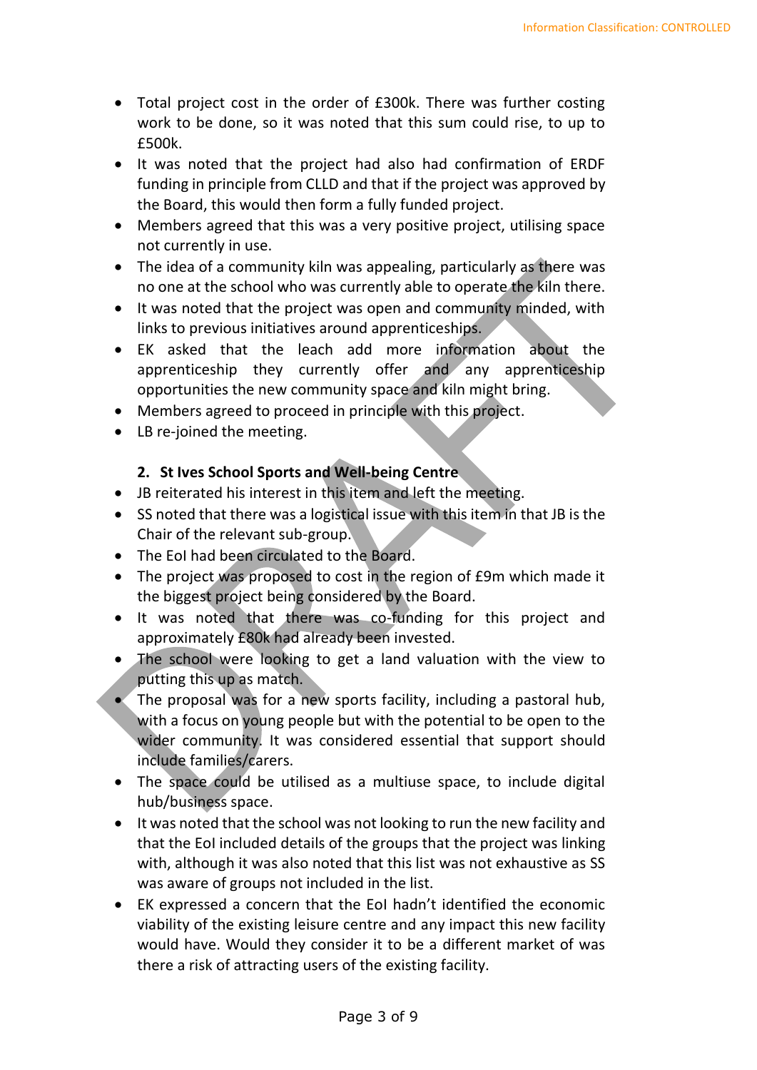- Total project cost in the order of £300k. There was further costing work to be done, so it was noted that this sum could rise, to up to £500k.
- It was noted that the project had also had confirmation of ERDF funding in principle from CLLD and that if the project was approved by the Board, this would then form a fully funded project.
- Members agreed that this was a very positive project, utilising space not currently in use.
- The idea of a community kiln was appealing, particularly as there was no one at the school who was currently able to operate the kiln there.
- It was noted that the project was open and community minded, with links to previous initiatives around apprenticeships.
- EK asked that the leach add more information about the apprenticeship they currently offer and any apprenticeship opportunities the new community space and kiln might bring.
- Members agreed to proceed in principle with this project.
- LB re-joined the meeting.

**2. St Ives School Sports and Well-being Centre**

- JB reiterated his interest in this item and left the meeting.
- SS noted that there was a logistical issue with this item in that JB is the Chair of the relevant sub-group.
- The EoI had been circulated to the Board.
- The project was proposed to cost in the region of £9m which made it the biggest project being considered by the Board.
- It was noted that there was co-funding for this project and approximately £80k had already been invested.
- The school were looking to get a land valuation with the view to putting this up as match.
- The proposal was for a new sports facility, including a pastoral hub, with a focus on young people but with the potential to be open to the wider community. It was considered essential that support should include families/carers.
- The space could be utilised as a multiuse space, to include digital hub/business space.
- It was noted that the school was not looking to run the new facility and that the EoI included details of the groups that the project was linking with, although it was also noted that this list was not exhaustive as SS was aware of groups not included in the list.
- EK expressed a concern that the EoI hadn't identified the economic viability of the existing leisure centre and any impact this new facility would have. Would they consider it to be a different market of was there a risk of attracting users of the existing facility.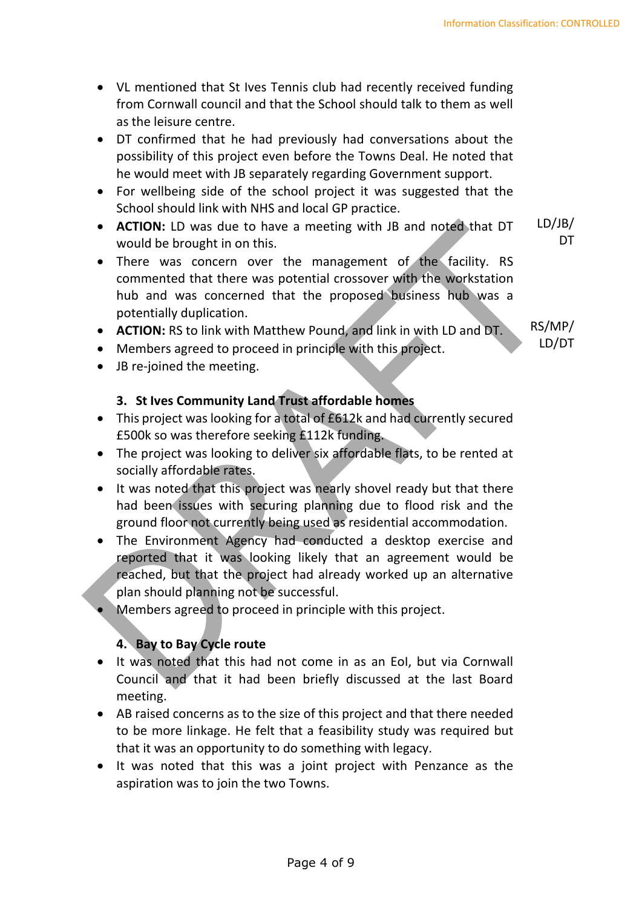- VL mentioned that St Ives Tennis club had recently received funding from Cornwall council and that the School should talk to them as well as the leisure centre.
- DT confirmed that he had previously had conversations about the possibility of this project even before the Towns Deal. He noted that he would meet with JB separately regarding Government support.
- For wellbeing side of the school project it was suggested that the School should link with NHS and local GP practice.
- **ACTION:** LD was due to have a meeting with JB and noted that DT would be brought in on this. — LD/JB/DT
- There was concern over the management of the facility. RS commented that there was potential crossover with the workstation hub and was concerned that the proposed business hub was a potentially duplication.
- **ACTION:** RS to link with Matthew Pound, and link in with LD and DT. — RS/MP/LD/DT
- Members agreed to proceed in principle with this project.
- JB re-joined the meeting.

### 3. St Ives Community Land Trust affordable homes

- This project was looking for a total of £612k and had currently secured £500k so was therefore seeking £112k funding.
- The project was looking to deliver six affordable flats, to be rented at socially affordable rates.
- It was noted that this project was nearly shovel ready but that there had been issues with securing planning due to flood risk and the ground floor not currently being used as residential accommodation.
- The Environment Agency had conducted a desktop exercise and reported that it was looking likely that an agreement would be reached, but that the project had already worked up an alternative plan should planning not be successful.
- Members agreed to proceed in principle with this project.

### 4. Bay to Bay Cycle route

- It was noted that this had not come in as an EoI, but via Cornwall Council and that it had been briefly discussed at the last Board meeting.
- AB raised concerns as to the size of this project and that there needed to be more linkage. He felt that a feasibility study was required but that it was an opportunity to do something with legacy.
- It was noted that this was a joint project with Penzance as the aspiration was to join the two Towns.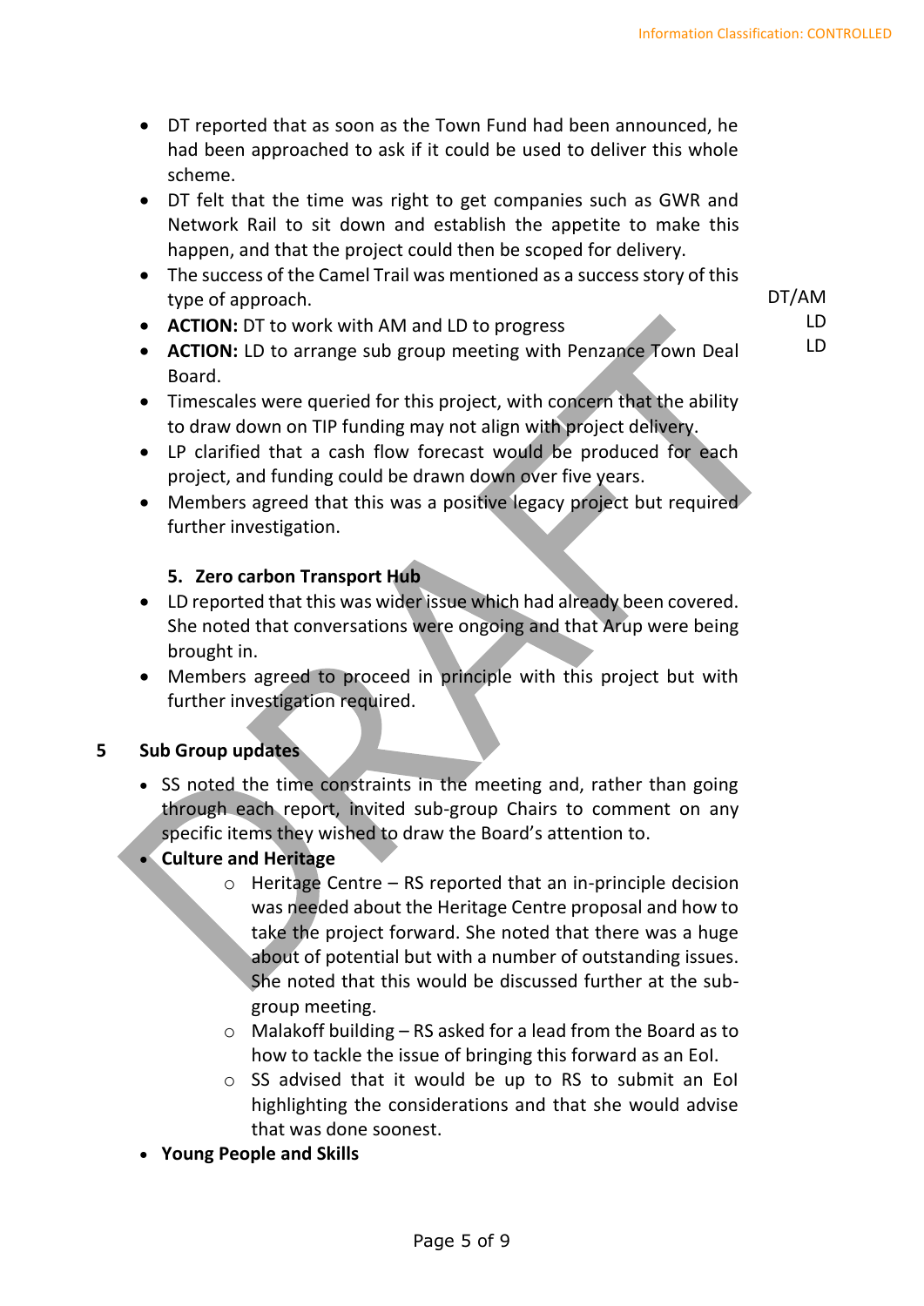- DT reported that as soon as the Town Fund had been announced, he had been approached to ask if it could be used to deliver this whole scheme.
- DT felt that the time was right to get companies such as GWR and Network Rail to sit down and establish the appetite to make this happen, and that the project could then be scoped for delivery.
- The success of the Camel Trail was mentioned as a success story of this type of approach.
- **ACTION:** DT to work with AM and LD to progress — DT/AM, LD
- **ACTION:** LD to arrange sub group meeting with Penzance Town Deal Board. — LD
- Timescales were queried for this project, with concern that the ability to draw down on TIP funding may not align with project delivery.
- LP clarified that a cash flow forecast would be produced for each project, and funding could be drawn down over five years.
- Members agreed that this was a positive legacy project but required further investigation.

**5. Zero carbon Transport Hub**

- LD reported that this was wider issue which had already been covered. She noted that conversations were ongoing and that Arup were being brought in.
- Members agreed to proceed in principle with this project but with further investigation required.

## 5 Sub Group updates

- SS noted the time constraints in the meeting and, rather than going through each report, invited sub-group Chairs to comment on any specific items they wished to draw the Board's attention to.
- **Culture and Heritage**
  - Heritage Centre – RS reported that an in-principle decision was needed about the Heritage Centre proposal and how to take the project forward. She noted that there was a huge about of potential but with a number of outstanding issues. She noted that this would be discussed further at the sub-group meeting.
  - Malakoff building – RS asked for a lead from the Board as to how to tackle the issue of bringing this forward as an EoI.
  - SS advised that it would be up to RS to submit an EoI highlighting the considerations and that she would advise that was done soonest.
- **Young People and Skills**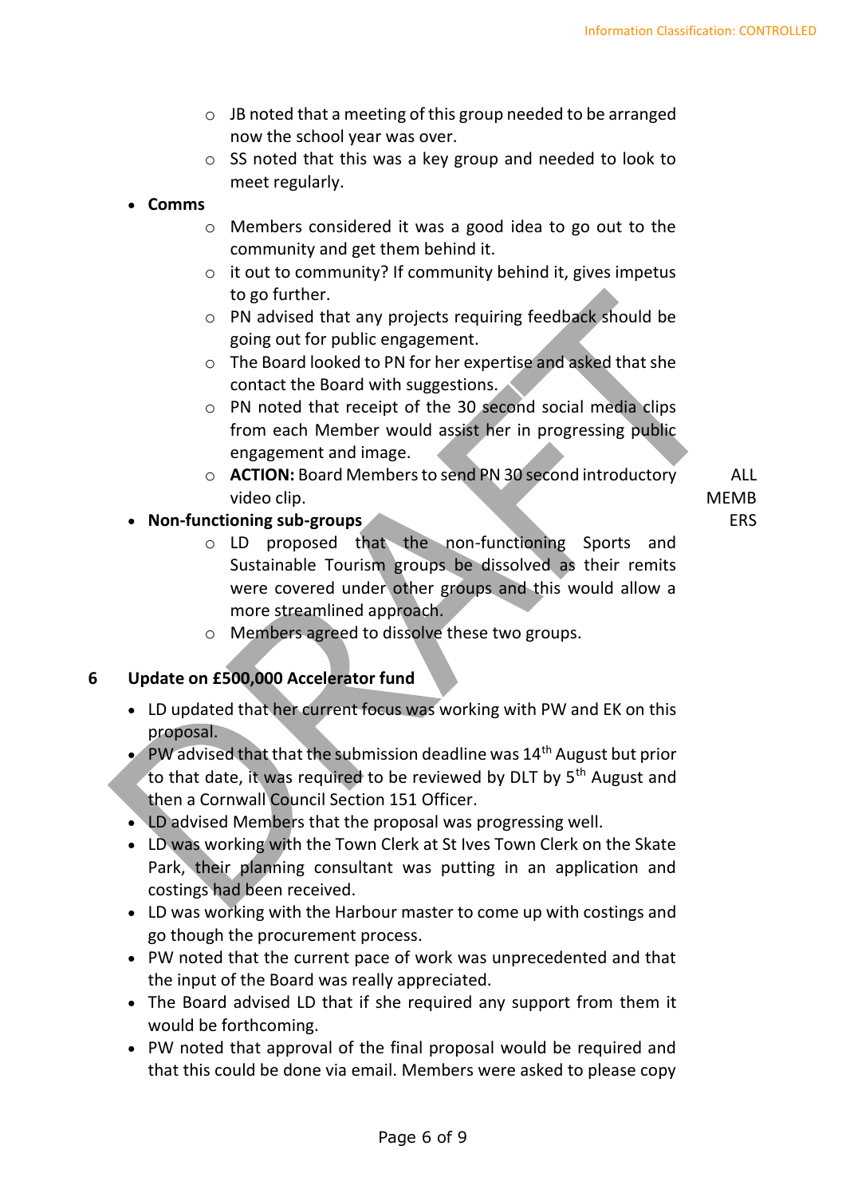- JB noted that a meeting of this group needed to be arranged now the school year was over.
   - SS noted that this was a key group and needed to look to meet regularly.
- **Comms**
   - Members considered it was a good idea to go out to the community and get them behind it.
   - it out to community? If community behind it, gives impetus to go further.
   - PN advised that any projects requiring feedback should be going out for public engagement.
   - The Board looked to PN for her expertise and asked that she contact the Board with suggestions.
   - PN noted that receipt of the 30 second social media clips from each Member would assist her in progressing public engagement and image.
   - **ACTION:** Board Members to send PN 30 second introductory video clip. — ALL MEMBERS
- **Non-functioning sub-groups**
   - LD proposed that the non-functioning Sports and Sustainable Tourism groups be dissolved as their remits were covered under other groups and this would allow a more streamlined approach.
   - Members agreed to dissolve these two groups.

## 6 Update on £500,000 Accelerator fund

- LD updated that her current focus was working with PW and EK on this proposal.
- PW advised that that the submission deadline was 14th August but prior to that date, it was required to be reviewed by DLT by 5th August and then a Cornwall Council Section 151 Officer.
- LD advised Members that the proposal was progressing well.
- LD was working with the Town Clerk at St Ives Town Clerk on the Skate Park, their planning consultant was putting in an application and costings had been received.
- LD was working with the Harbour master to come up with costings and go though the procurement process.
- PW noted that the current pace of work was unprecedented and that the input of the Board was really appreciated.
- The Board advised LD that if she required any support from them it would be forthcoming.
- PW noted that approval of the final proposal would be required and that this could be done via email. Members were asked to please copy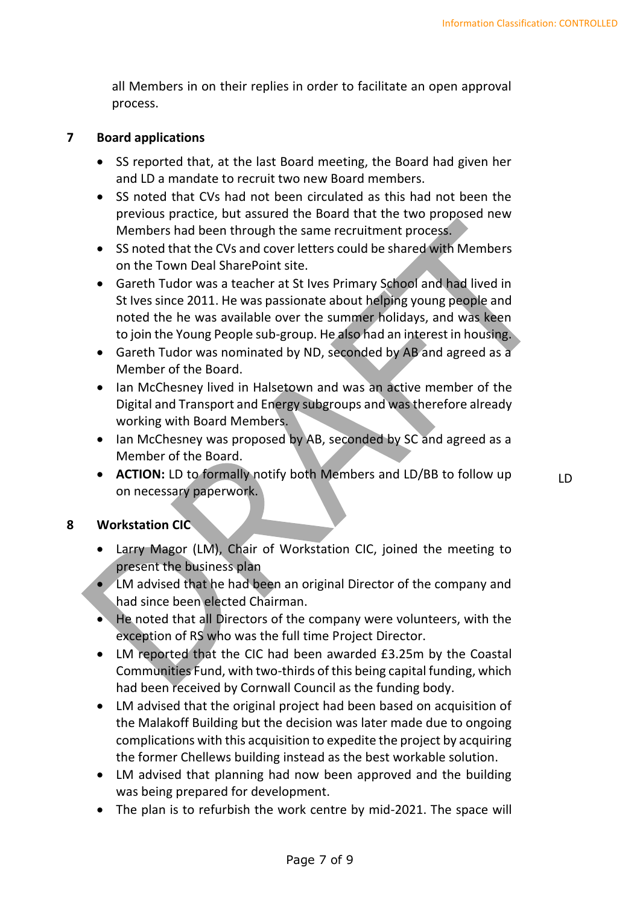all Members in on their replies in order to facilitate an open approval process.

## 7 Board applications

- SS reported that, at the last Board meeting, the Board had given her and LD a mandate to recruit two new Board members.
- SS noted that CVs had not been circulated as this had not been the previous practice, but assured the Board that the two proposed new Members had been through the same recruitment process.
- SS noted that the CVs and cover letters could be shared with Members on the Town Deal SharePoint site.
- Gareth Tudor was a teacher at St Ives Primary School and had lived in St Ives since 2011. He was passionate about helping young people and noted the he was available over the summer holidays, and was keen to join the Young People sub-group. He also had an interest in housing.
- Gareth Tudor was nominated by ND, seconded by AB and agreed as a Member of the Board.
- Ian McChesney lived in Halsetown and was an active member of the Digital and Transport and Energy subgroups and was therefore already working with Board Members.
- Ian McChesney was proposed by AB, seconded by SC and agreed as a Member of the Board.
- **ACTION:** LD to formally notify both Members and LD/BB to follow up on necessary paperwork. — LD

## 8 Workstation CIC

- Larry Magor (LM), Chair of Workstation CIC, joined the meeting to present the business plan
- LM advised that he had been an original Director of the company and had since been elected Chairman.
- He noted that all Directors of the company were volunteers, with the exception of RS who was the full time Project Director.
- LM reported that the CIC had been awarded £3.25m by the Coastal Communities Fund, with two-thirds of this being capital funding, which had been received by Cornwall Council as the funding body.
- LM advised that the original project had been based on acquisition of the Malakoff Building but the decision was later made due to ongoing complications with this acquisition to expedite the project by acquiring the former Chellews building instead as the best workable solution.
- LM advised that planning had now been approved and the building was being prepared for development.
- The plan is to refurbish the work centre by mid-2021. The space will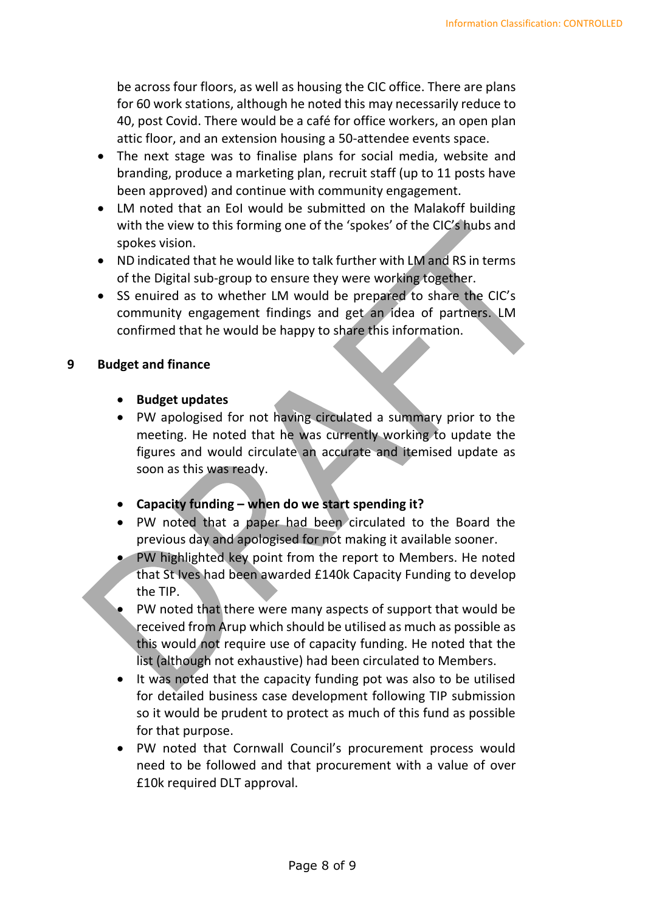be across four floors, as well as housing the CIC office. There are plans for 60 work stations, although he noted this may necessarily reduce to 40, post Covid. There would be a café for office workers, an open plan attic floor, and an extension housing a 50-attendee events space.

- The next stage was to finalise plans for social media, website and branding, produce a marketing plan, recruit staff (up to 11 posts have been approved) and continue with community engagement.
- LM noted that an EoI would be submitted on the Malakoff building with the view to this forming one of the 'spokes' of the CIC's hubs and spokes vision.
- ND indicated that he would like to talk further with LM and RS in terms of the Digital sub-group to ensure they were working together.
- SS enuired as to whether LM would be prepared to share the CIC's community engagement findings and get an idea of partners. LM confirmed that he would be happy to share this information.

## 9 Budget and finance

- **Budget updates**
- PW apologised for not having circulated a summary prior to the meeting. He noted that he was currently working to update the figures and would circulate an accurate and itemised update as soon as this was ready.

- **Capacity funding – when do we start spending it?**
- PW noted that a paper had been circulated to the Board the previous day and apologised for not making it available sooner.
- PW highlighted key point from the report to Members. He noted that St Ives had been awarded £140k Capacity Funding to develop the TIP.
- PW noted that there were many aspects of support that would be received from Arup which should be utilised as much as possible as this would not require use of capacity funding. He noted that the list (although not exhaustive) had been circulated to Members.
- It was noted that the capacity funding pot was also to be utilised for detailed business case development following TIP submission so it would be prudent to protect as much of this fund as possible for that purpose.
- PW noted that Cornwall Council's procurement process would need to be followed and that procurement with a value of over £10k required DLT approval.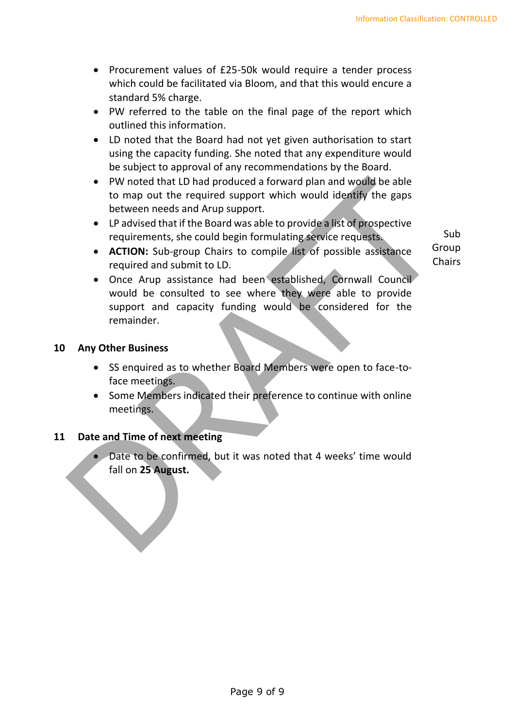- Procurement values of £25-50k would require a tender process which could be facilitated via Bloom, and that this would encure a standard 5% charge.
- PW referred to the table on the final page of the report which outlined this information.
- LD noted that the Board had not yet given authorisation to start using the capacity funding. She noted that any expenditure would be subject to approval of any recommendations by the Board.
- PW noted that LD had produced a forward plan and would be able to map out the required support which would identify the gaps between needs and Arup support.
- LP advised that if the Board was able to provide a list of prospective requirements, she could begin formulating service requests.
- **ACTION:** Sub-group Chairs to compile list of possible assistance required and submit to LD. — Sub Group Chairs
- Once Arup assistance had been established, Cornwall Council would be consulted to see where they were able to provide support and capacity funding would be considered for the remainder.

## 10 Any Other Business

- SS enquired as to whether Board Members were open to face-to-face meetings.
- Some Members indicated their preference to continue with online meetings.

## 11 Date and Time of next meeting

- Date to be confirmed, but it was noted that 4 weeks' time would fall on **25 August.**